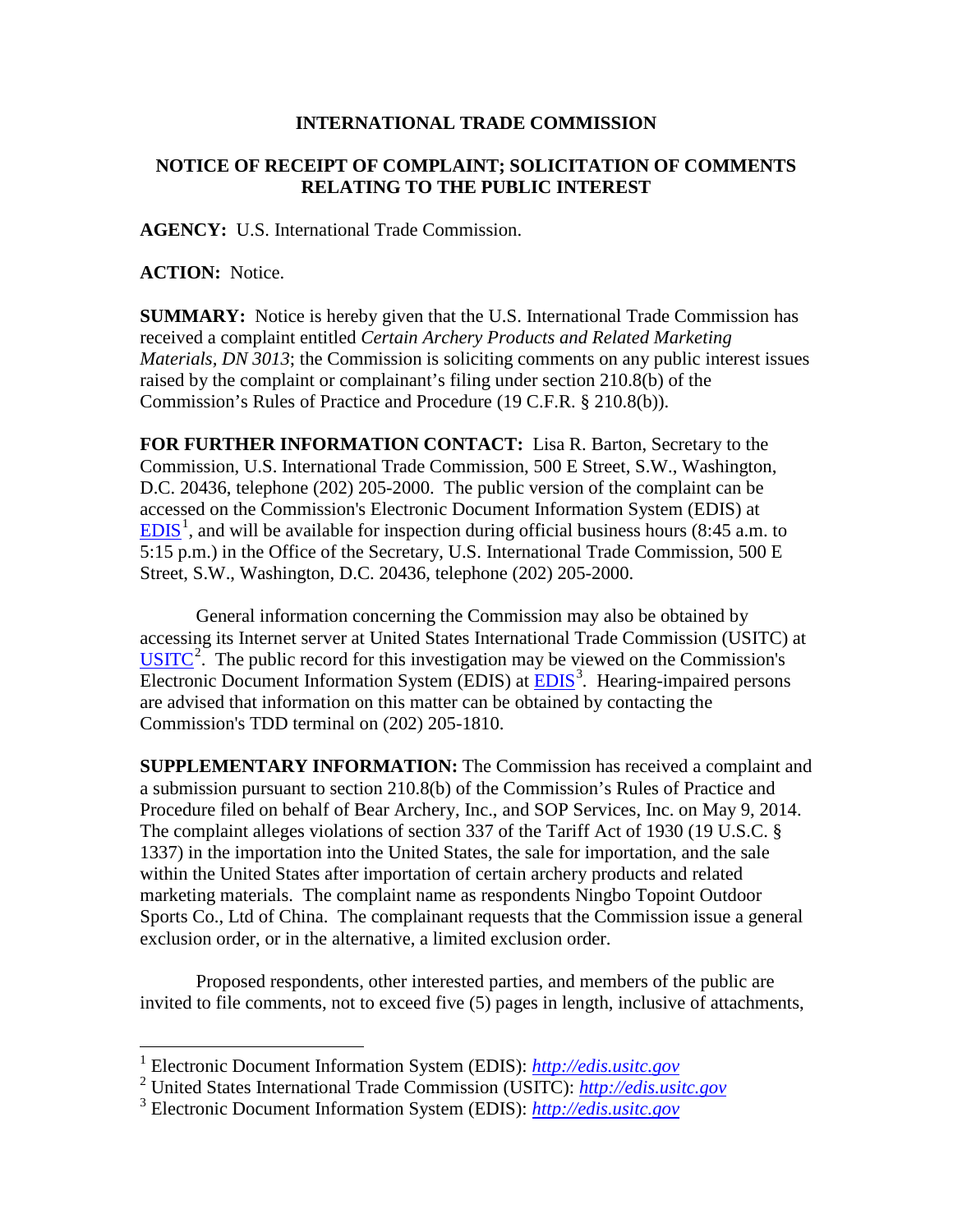**INTERNATIONAL TRADE COMMISSION**

**NOTICE OF RECEIPT OF COMPLAINT; SOLICITATION OF COMMENTS RELATING TO THE PUBLIC INTEREST**

**AGENCY:** U.S. International Trade Commission.

**ACTION:** Notice.

**SUMMARY:** Notice is hereby given that the U.S. International Trade Commission has received a complaint entitled *Certain Archery Products and Related Marketing Materials, DN 3013*; the Commission is soliciting comments on any public interest issues raised by the complaint or complainant's filing under section 210.8(b) of the Commission's Rules of Practice and Procedure (19 C.F.R. § 210.8(b)).

**FOR FURTHER INFORMATION CONTACT:** Lisa R. Barton, Secretary to the Commission, U.S. International Trade Commission, 500 E Street, S.W., Washington, D.C. 20436, telephone (202) 205-2000. The public version of the complaint can be accessed on the Commission's Electronic Document Information System (EDIS) at EDIS[1], and will be available for inspection during official business hours (8:45 a.m. to 5:15 p.m.) in the Office of the Secretary, U.S. International Trade Commission, 500 E Street, S.W., Washington, D.C. 20436, telephone (202) 205-2000.

General information concerning the Commission may also be obtained by accessing its Internet server at United States International Trade Commission (USITC) at USITC[2]. The public record for this investigation may be viewed on the Commission's Electronic Document Information System (EDIS) at EDIS[3]. Hearing-impaired persons are advised that information on this matter can be obtained by contacting the Commission's TDD terminal on (202) 205-1810.

**SUPPLEMENTARY INFORMATION:** The Commission has received a complaint and a submission pursuant to section 210.8(b) of the Commission's Rules of Practice and Procedure filed on behalf of Bear Archery, Inc., and SOP Services, Inc. on May 9, 2014. The complaint alleges violations of section 337 of the Tariff Act of 1930 (19 U.S.C. § 1337) in the importation into the United States, the sale for importation, and the sale within the United States after importation of certain archery products and related marketing materials. The complaint name as respondents Ningbo Topoint Outdoor Sports Co., Ltd of China. The complainant requests that the Commission issue a general exclusion order, or in the alternative, a limited exclusion order.

Proposed respondents, other interested parties, and members of the public are invited to file comments, not to exceed five (5) pages in length, inclusive of attachments,

---

[1] Electronic Document Information System (EDIS): *http://edis.usitc.gov*

[2] United States International Trade Commission (USITC): *http://edis.usitc.gov*

[3] Electronic Document Information System (EDIS): *http://edis.usitc.gov*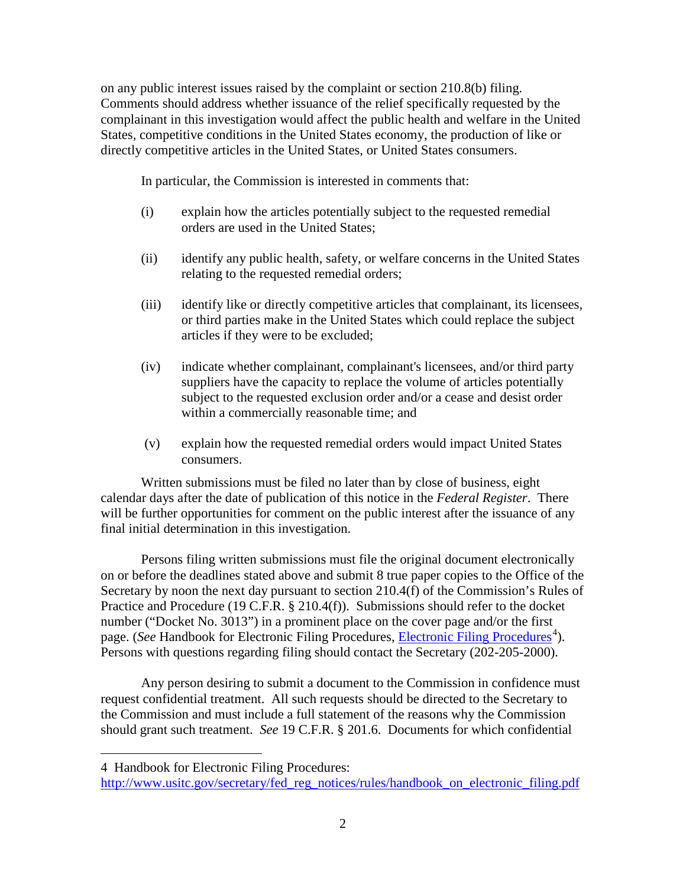on any public interest issues raised by the complaint or section 210.8(b) filing. Comments should address whether issuance of the relief specifically requested by the complainant in this investigation would affect the public health and welfare in the United States, competitive conditions in the United States economy, the production of like or directly competitive articles in the United States, or United States consumers.

In particular, the Commission is interested in comments that:

(i) explain how the articles potentially subject to the requested remedial orders are used in the United States;

(ii) identify any public health, safety, or welfare concerns in the United States relating to the requested remedial orders;

(iii) identify like or directly competitive articles that complainant, its licensees, or third parties make in the United States which could replace the subject articles if they were to be excluded;

(iv) indicate whether complainant, complainant's licensees, and/or third party suppliers have the capacity to replace the volume of articles potentially subject to the requested exclusion order and/or a cease and desist order within a commercially reasonable time; and

(v) explain how the requested remedial orders would impact United States consumers.

Written submissions must be filed no later than by close of business, eight calendar days after the date of publication of this notice in the *Federal Register*. There will be further opportunities for comment on the public interest after the issuance of any final initial determination in this investigation.

Persons filing written submissions must file the original document electronically on or before the deadlines stated above and submit 8 true paper copies to the Office of the Secretary by noon the next day pursuant to section 210.4(f) of the Commission's Rules of Practice and Procedure (19 C.F.R. § 210.4(f)). Submissions should refer to the docket number ("Docket No. 3013") in a prominent place on the cover page and/or the first page. (*See* Handbook for Electronic Filing Procedures, Electronic Filing Procedures[4]). Persons with questions regarding filing should contact the Secretary (202-205-2000).

Any person desiring to submit a document to the Commission in confidence must request confidential treatment. All such requests should be directed to the Secretary to the Commission and must include a full statement of the reasons why the Commission should grant such treatment. *See* 19 C.F.R. § 201.6. Documents for which confidential

---

4 Handbook for Electronic Filing Procedures: http://www.usitc.gov/secretary/fed_reg_notices/rules/handbook_on_electronic_filing.pdf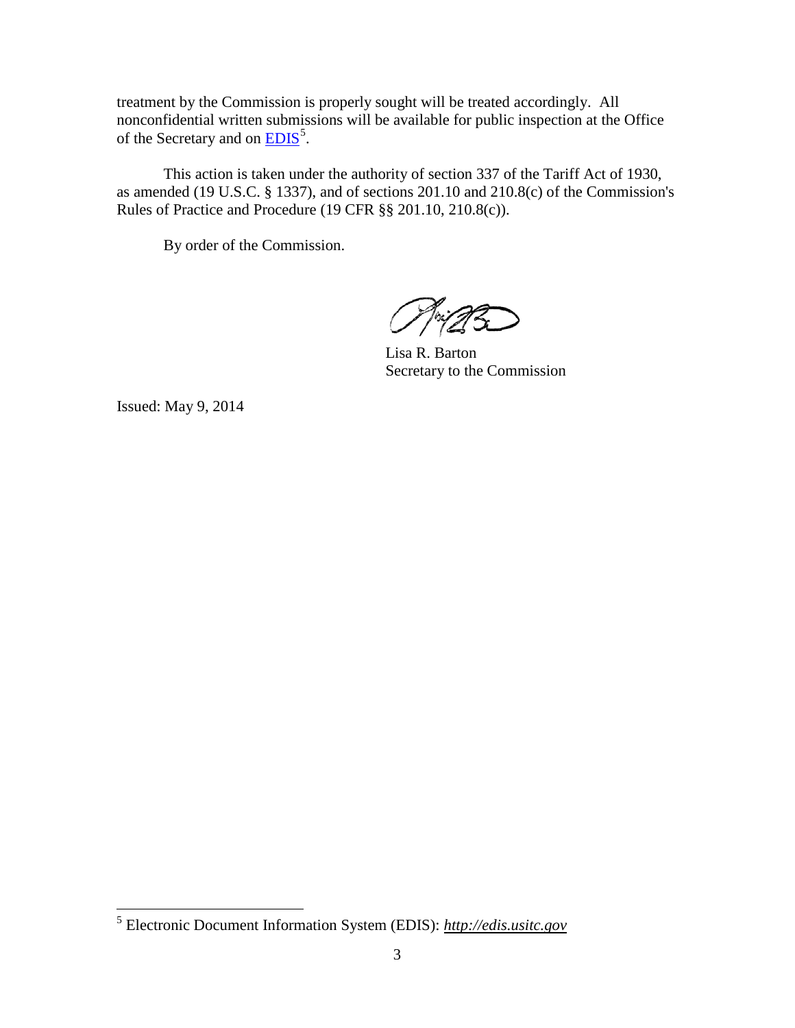treatment by the Commission is properly sought will be treated accordingly. All nonconfidential written submissions will be available for public inspection at the Office of the Secretary and on [EDIS][5].

This action is taken under the authority of section 337 of the Tariff Act of 1930, as amended (19 U.S.C. § 1337), and of sections 201.10 and 210.8(c) of the Commission's Rules of Practice and Procedure (19 CFR §§ 201.10, 210.8(c)).

By order of the Commission.

Lisa R. Barton
Secretary to the Commission

Issued: May 9, 2014

[5] Electronic Document Information System (EDIS): *http://edis.usitc.gov*